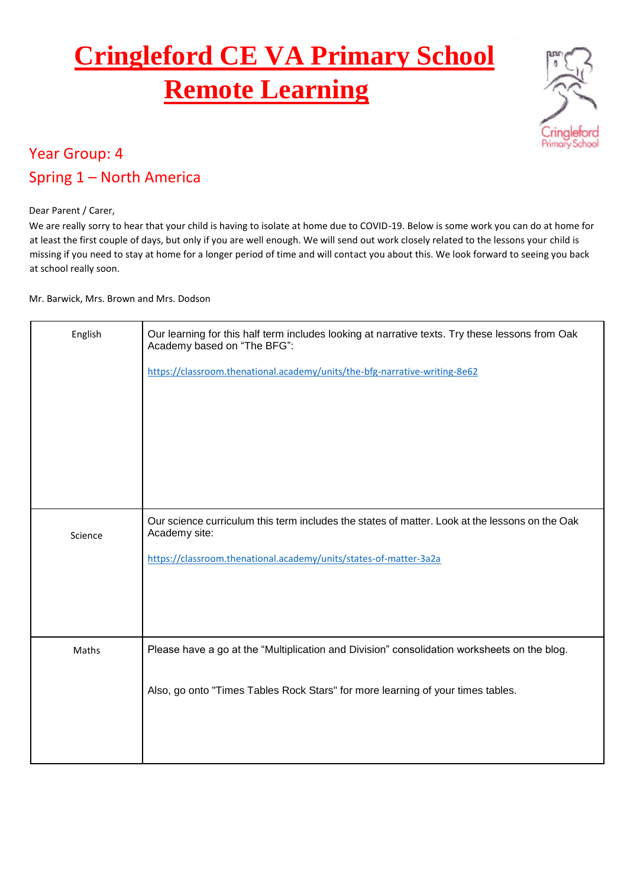# Cringleford CE VA Primary School Remote Learning

## Year Group: 4
## Spring 1 – North America

Dear Parent / Carer,

We are really sorry to hear that your child is having to isolate at home due to COVID-19. Below is some work you can do at home for at least the first couple of days, but only if you are well enough. We will send out work closely related to the lessons your child is missing if you need to stay at home for a longer period of time and will contact you about this. We look forward to seeing you back at school really soon.

Mr. Barwick, Mrs. Brown and Mrs. Dodson

| | |
|---|---|
| English | Our learning for this half term includes looking at narrative texts. Try these lessons from Oak Academy based on "The BFG":<br><br>https://classroom.thenational.academy/units/the-bfg-narrative-writing-8e62 |
| Science | Our science curriculum this term includes the states of matter. Look at the lessons on the Oak Academy site:<br><br>https://classroom.thenational.academy/units/states-of-matter-3a2a |
| Maths | Please have a go at the "Multiplication and Division" consolidation worksheets on the blog.<br><br>Also, go onto "Times Tables Rock Stars" for more learning of your times tables. |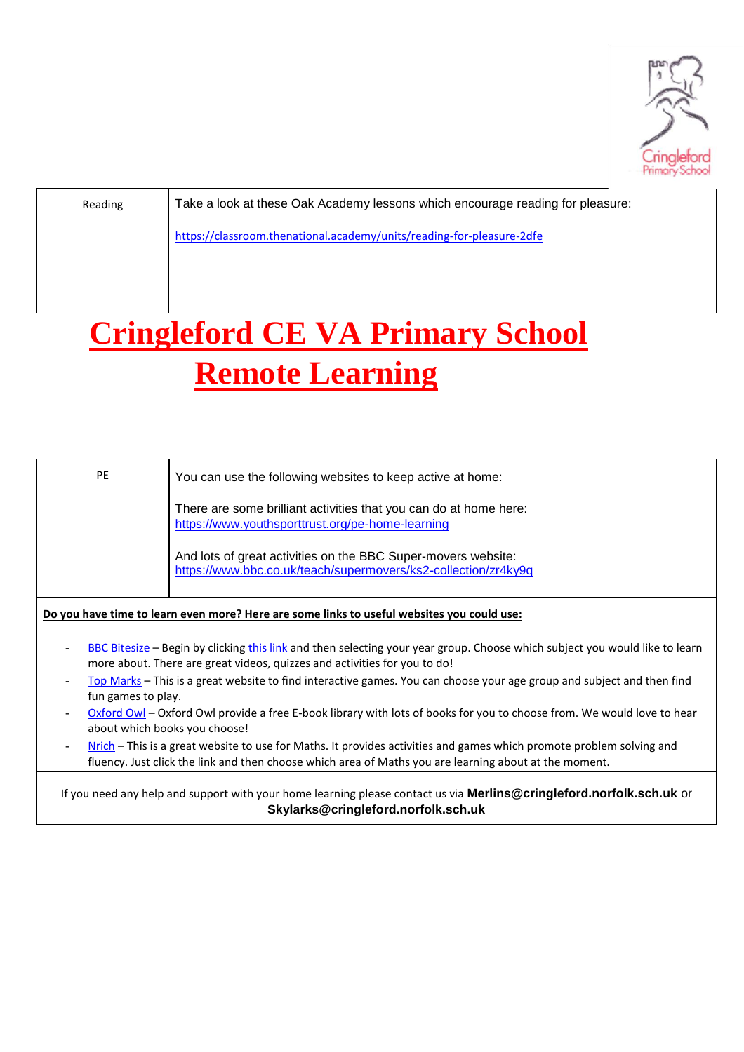| | |
|---|---|
| Reading | Take a look at these Oak Academy lessons which encourage reading for pleasure: https://classroom.thenational.academy/units/reading-for-pleasure-2dfe |

# Cringleford CE VA Primary School Remote Learning

| | |
|---|---|
| PE | You can use the following websites to keep active at home: There are some brilliant activities that you can do at home here: https://www.youthsporttrust.org/pe-home-learning And lots of great activities on the BBC Super-movers website: https://www.bbc.co.uk/teach/supermovers/ks2-collection/zr4ky9q |

**Do you have time to learn even more? Here are some links to useful websites you could use:**

- BBC Bitesize – Begin by clicking this link and then selecting your year group. Choose which subject you would like to learn more about. There are great videos, quizzes and activities for you to do!
- Top Marks – This is a great website to find interactive games. You can choose your age group and subject and then find fun games to play.
- Oxford Owl – Oxford Owl provide a free E-book library with lots of books for you to choose from. We would love to hear about which books you choose!
- Nrich – This is a great website to use for Maths. It provides activities and games which promote problem solving and fluency. Just click the link and then choose which area of Maths you are learning about at the moment.

If you need any help and support with your home learning please contact us via **Merlins@cringleford.norfolk.sch.uk** or **Skylarks@cringleford.norfolk.sch.uk**